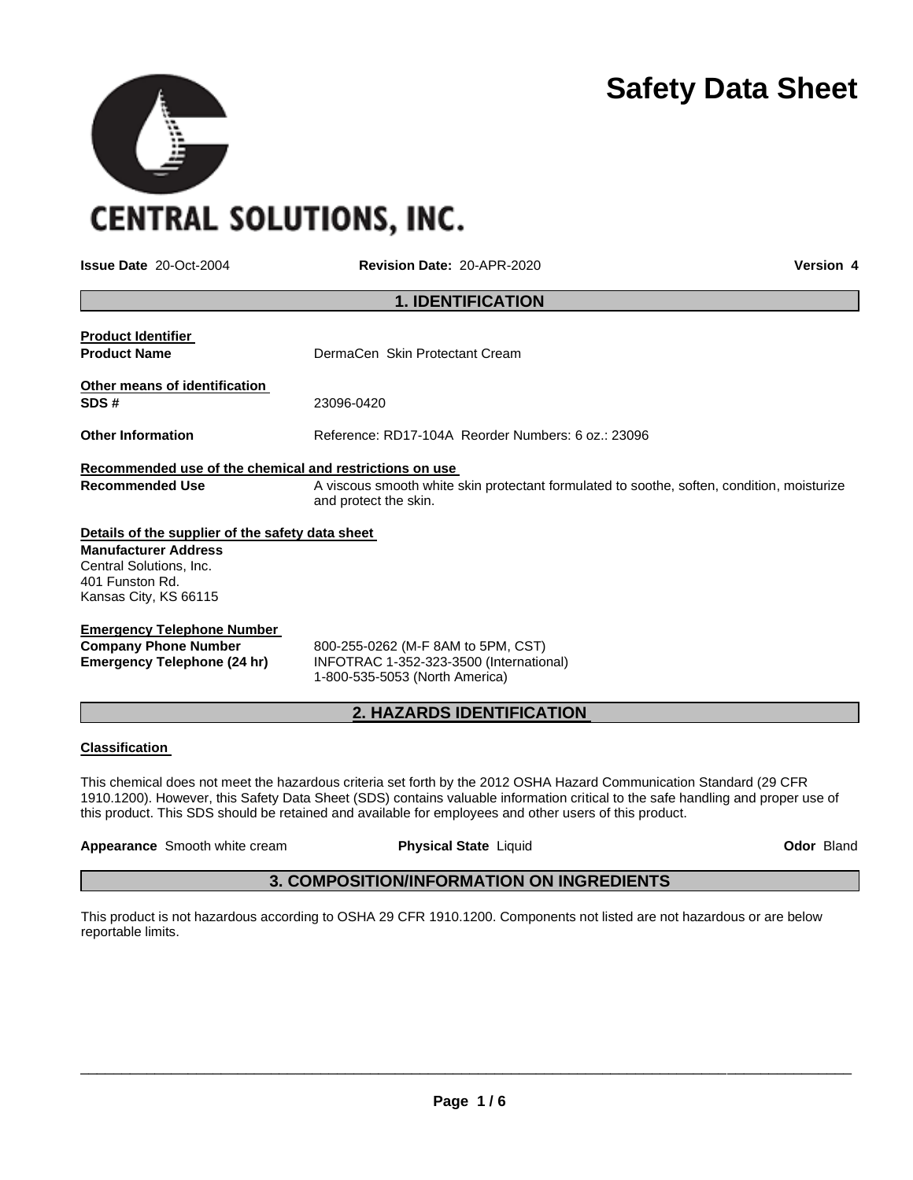# Safety Data Sheet

CENTRAL SOLUTIONS, INC.

**Issue Date** 20-Oct-2004 **Revision Date:** 20-APR-2020 **Version 4**

## 1. IDENTIFICATION

**Product Identifier**

**Product Name** DermaCen Skin Protectant Cream

**Other means of identification**

**SDS #** 23096-0420

**Other Information** Reference: RD17-104A Reorder Numbers: 6 oz.: 23096

**Recommended use of the chemical and restrictions on use**

**Recommended Use** A viscous smooth white skin protectant formulated to soothe, soften, condition, moisturize and protect the skin.

**Details of the supplier of the safety data sheet**

**Manufacturer Address**
Central Solutions, Inc.
401 Funston Rd.
Kansas City, KS 66115

**Emergency Telephone Number**

**Company Phone Number** 800-255-0262 (M-F 8AM to 5PM, CST)

**Emergency Telephone (24 hr)** INFOTRAC 1-352-323-3500 (International)
1-800-535-5053 (North America)

## 2. HAZARDS IDENTIFICATION

**Classification**

This chemical does not meet the hazardous criteria set forth by the 2012 OSHA Hazard Communication Standard (29 CFR 1910.1200). However, this Safety Data Sheet (SDS) contains valuable information critical to the safe handling and proper use of this product. This SDS should be retained and available for employees and other users of this product.

**Appearance** Smooth white cream **Physical State** Liquid **Odor** Bland

## 3. COMPOSITION/INFORMATION ON INGREDIENTS

This product is not hazardous according to OSHA 29 CFR 1910.1200. Components not listed are not hazardous or are below reportable limits.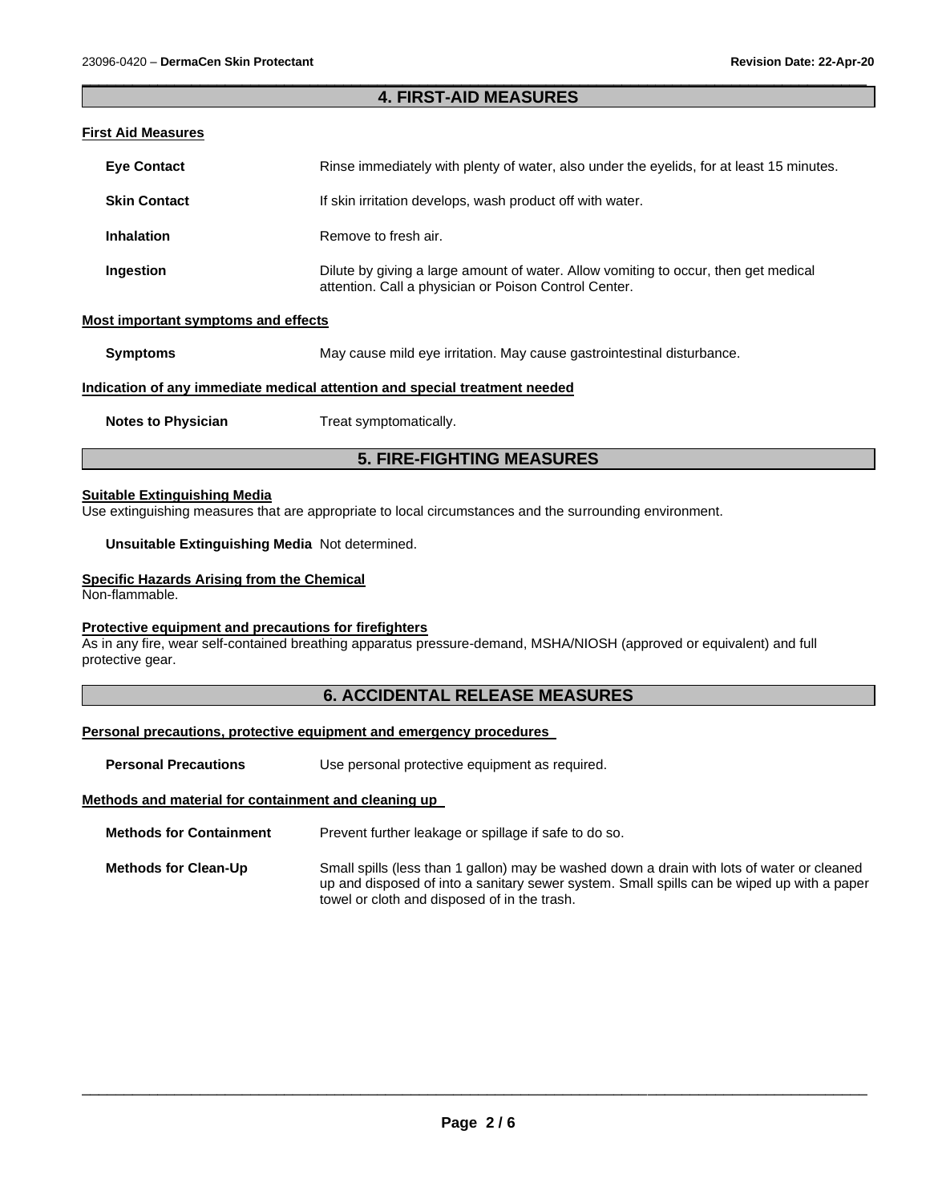## 4. FIRST-AID MEASURES

### First Aid Measures

| | |
|---|---|
| **Eye Contact** | Rinse immediately with plenty of water, also under the eyelids, for at least 15 minutes. |
| **Skin Contact** | If skin irritation develops, wash product off with water. |
| **Inhalation** | Remove to fresh air. |
| **Ingestion** | Dilute by giving a large amount of water. Allow vomiting to occur, then get medical attention. Call a physician or Poison Control Center. |

### Most important symptoms and effects

| | |
|---|---|
| **Symptoms** | May cause mild eye irritation. May cause gastrointestinal disturbance. |

### Indication of any immediate medical attention and special treatment needed

| | |
|---|---|
| **Notes to Physician** | Treat symptomatically. |

## 5. FIRE-FIGHTING MEASURES

### Suitable Extinguishing Media

Use extinguishing measures that are appropriate to local circumstances and the surrounding environment.

**Unsuitable Extinguishing Media** Not determined.

### Specific Hazards Arising from the Chemical

Non-flammable.

### Protective equipment and precautions for firefighters

As in any fire, wear self-contained breathing apparatus pressure-demand, MSHA/NIOSH (approved or equivalent) and full protective gear.

## 6. ACCIDENTAL RELEASE MEASURES

### Personal precautions, protective equipment and emergency procedures

| | |
|---|---|
| **Personal Precautions** | Use personal protective equipment as required. |

### Methods and material for containment and cleaning up

| | |
|---|---|
| **Methods for Containment** | Prevent further leakage or spillage if safe to do so. |
| **Methods for Clean-Up** | Small spills (less than 1 gallon) may be washed down a drain with lots of water or cleaned up and disposed of into a sanitary sewer system. Small spills can be wiped up with a paper towel or cloth and disposed of in the trash. |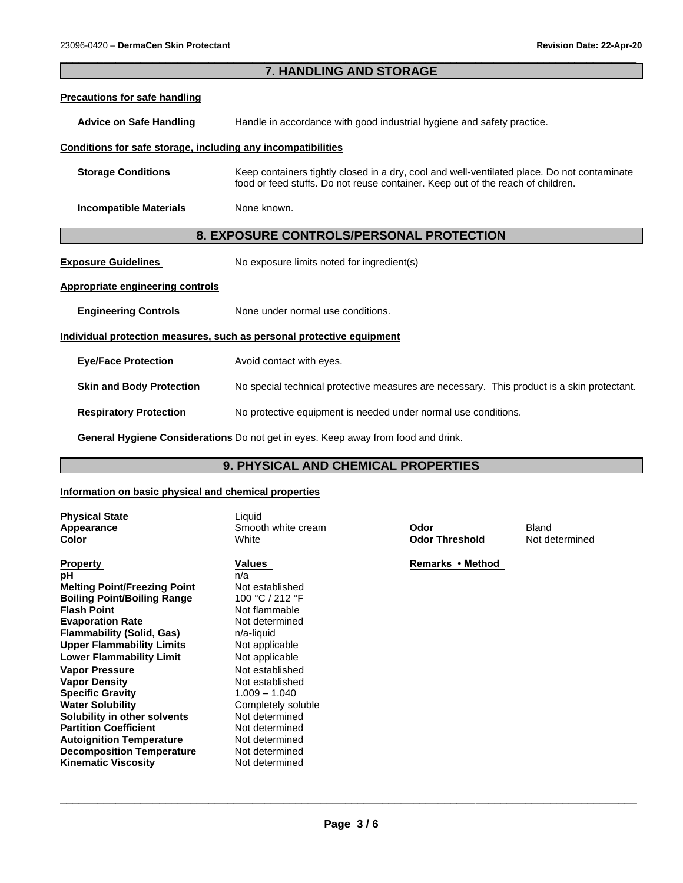## 7. HANDLING AND STORAGE

### Precautions for safe handling

**Advice on Safe Handling** Handle in accordance with good industrial hygiene and safety practice.

### Conditions for safe storage, including any incompatibilities

**Storage Conditions** Keep containers tightly closed in a dry, cool and well-ventilated place. Do not contaminate food or feed stuffs. Do not reuse container. Keep out of the reach of children.

**Incompatible Materials** None known.

## 8. EXPOSURE CONTROLS/PERSONAL PROTECTION

**Exposure Guidelines** No exposure limits noted for ingredient(s)

### Appropriate engineering controls

**Engineering Controls** None under normal use conditions.

### Individual protection measures, such as personal protective equipment

**Eye/Face Protection** Avoid contact with eyes.

**Skin and Body Protection** No special technical protective measures are necessary. This product is a skin protectant.

**Respiratory Protection** No protective equipment is needed under normal use conditions.

**General Hygiene Considerations** Do not get in eyes. Keep away from food and drink.

## 9. PHYSICAL AND CHEMICAL PROPERTIES

### Information on basic physical and chemical properties

**Physical State** Liquid
**Appearance** Smooth white cream
**Color** White
**Odor** Bland
**Odor Threshold** Not determined

| Property | Values | Remarks • Method |
|---|---|---|
| **pH** | n/a | |
| **Melting Point/Freezing Point** | Not established | |
| **Boiling Point/Boiling Range** | 100 °C / 212 °F | |
| **Flash Point** | Not flammable | |
| **Evaporation Rate** | Not determined | |
| **Flammability (Solid, Gas)** | n/a-liquid | |
| **Upper Flammability Limits** | Not applicable | |
| **Lower Flammability Limit** | Not applicable | |
| **Vapor Pressure** | Not established | |
| **Vapor Density** | Not established | |
| **Specific Gravity** | 1.009 – 1.040 | |
| **Water Solubility** | Completely soluble | |
| **Solubility in other solvents** | Not determined | |
| **Partition Coefficient** | Not determined | |
| **Autoignition Temperature** | Not determined | |
| **Decomposition Temperature** | Not determined | |
| **Kinematic Viscosity** | Not determined | |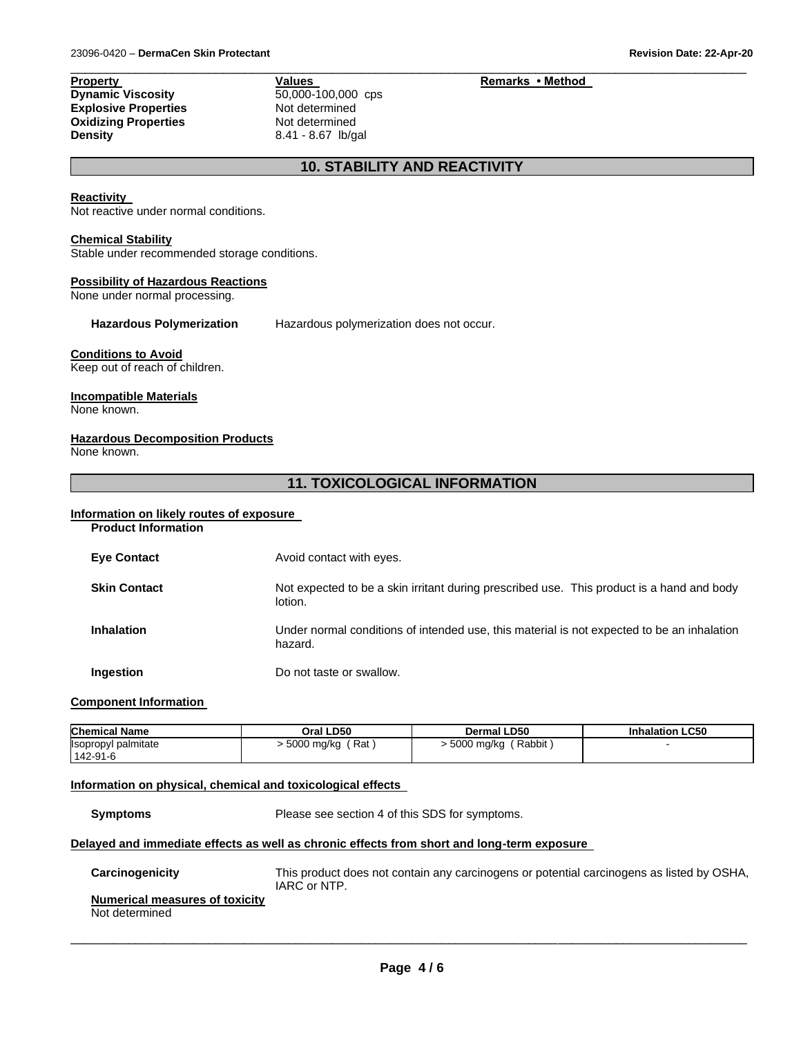| Property | Values | Remarks • Method |
| --- | --- | --- |
| **Dynamic Viscosity** | 50,000-100,000 cps | |
| **Explosive Properties** | Not determined | |
| **Oxidizing Properties** | Not determined | |
| **Density** | 8.41 - 8.67 lb/gal | |

## 10. STABILITY AND REACTIVITY

**Reactivity**
Not reactive under normal conditions.

**Chemical Stability**
Stable under recommended storage conditions.

**Possibility of Hazardous Reactions**
None under normal processing.

**Hazardous Polymerization** Hazardous polymerization does not occur.

**Conditions to Avoid**
Keep out of reach of children.

**Incompatible Materials**
None known.

**Hazardous Decomposition Products**
None known.

## 11. TOXICOLOGICAL INFORMATION

**Information on likely routes of exposure**

**Product Information**

**Eye Contact** Avoid contact with eyes.

**Skin Contact** Not expected to be a skin irritant during prescribed use. This product is a hand and body lotion.

**Inhalation** Under normal conditions of intended use, this material is not expected to be an inhalation hazard.

**Ingestion** Do not taste or swallow.

**Component Information**

| Chemical Name | Oral LD50 | Dermal LD50 | Inhalation LC50 |
| --- | --- | --- | --- |
| Isopropyl palmitate 142-91-6 | > 5000 mg/kg ( Rat ) | > 5000 mg/kg ( Rabbit ) | - |

**Information on physical, chemical and toxicological effects**

**Symptoms** Please see section 4 of this SDS for symptoms.

**Delayed and immediate effects as well as chronic effects from short and long-term exposure**

**Carcinogenicity** This product does not contain any carcinogens or potential carcinogens as listed by OSHA, IARC or NTP.

**Numerical measures of toxicity**
Not determined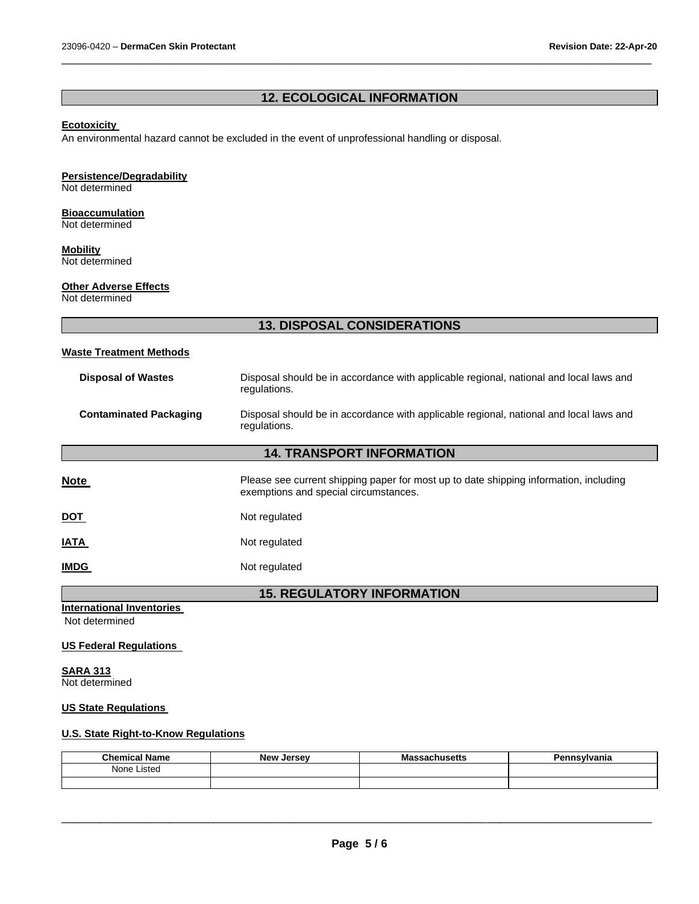## 12. ECOLOGICAL INFORMATION

**Ecotoxicity**

An environmental hazard cannot be excluded in the event of unprofessional handling or disposal.

**Persistence/Degradability**

Not determined

**Bioaccumulation**

Not determined

**Mobility**

Not determined

**Other Adverse Effects**

Not determined

## 13. DISPOSAL CONSIDERATIONS

**Waste Treatment Methods**

**Disposal of Wastes** — Disposal should be in accordance with applicable regional, national and local laws and regulations.

**Contaminated Packaging** — Disposal should be in accordance with applicable regional, national and local laws and regulations.

## 14. TRANSPORT INFORMATION

**Note** — Please see current shipping paper for most up to date shipping information, including exemptions and special circumstances.

**DOT** — Not regulated

**IATA** — Not regulated

**IMDG** — Not regulated

## 15. REGULATORY INFORMATION

**International Inventories**

Not determined

**US Federal Regulations**

**SARA 313**

Not determined

**US State Regulations**

**U.S. State Right-to-Know Regulations**

| Chemical Name | New Jersey | Massachusetts | Pennsylvania |
|---|---|---|---|
| None Listed | | | |
| | | | |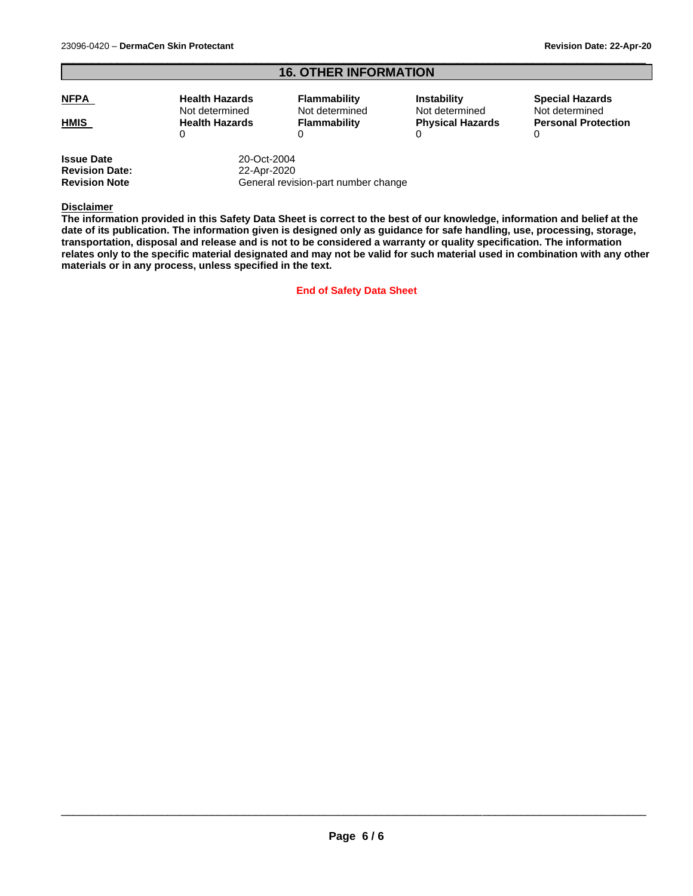## 16. OTHER INFORMATION

| | | | | |
|---|---|---|---|---|
| **NFPA** | **Health Hazards** Not determined | **Flammability** Not determined | **Instability** Not determined | **Special Hazards** Not determined |
| **HMIS** | **Health Hazards** 0 | **Flammability** 0 | **Physical Hazards** 0 | **Personal Protection** 0 |

**Issue Date** 20-Oct-2004
**Revision Date:** 22-Apr-2020
**Revision Note** General revision-part number change

**Disclaimer**

**The information provided in this Safety Data Sheet is correct to the best of our knowledge, information and belief at the date of its publication. The information given is designed only as guidance for safe handling, use, processing, storage, transportation, disposal and release and is not to be considered a warranty or quality specification. The information relates only to the specific material designated and may not be valid for such material used in combination with any other materials or in any process, unless specified in the text.**

**End of Safety Data Sheet**